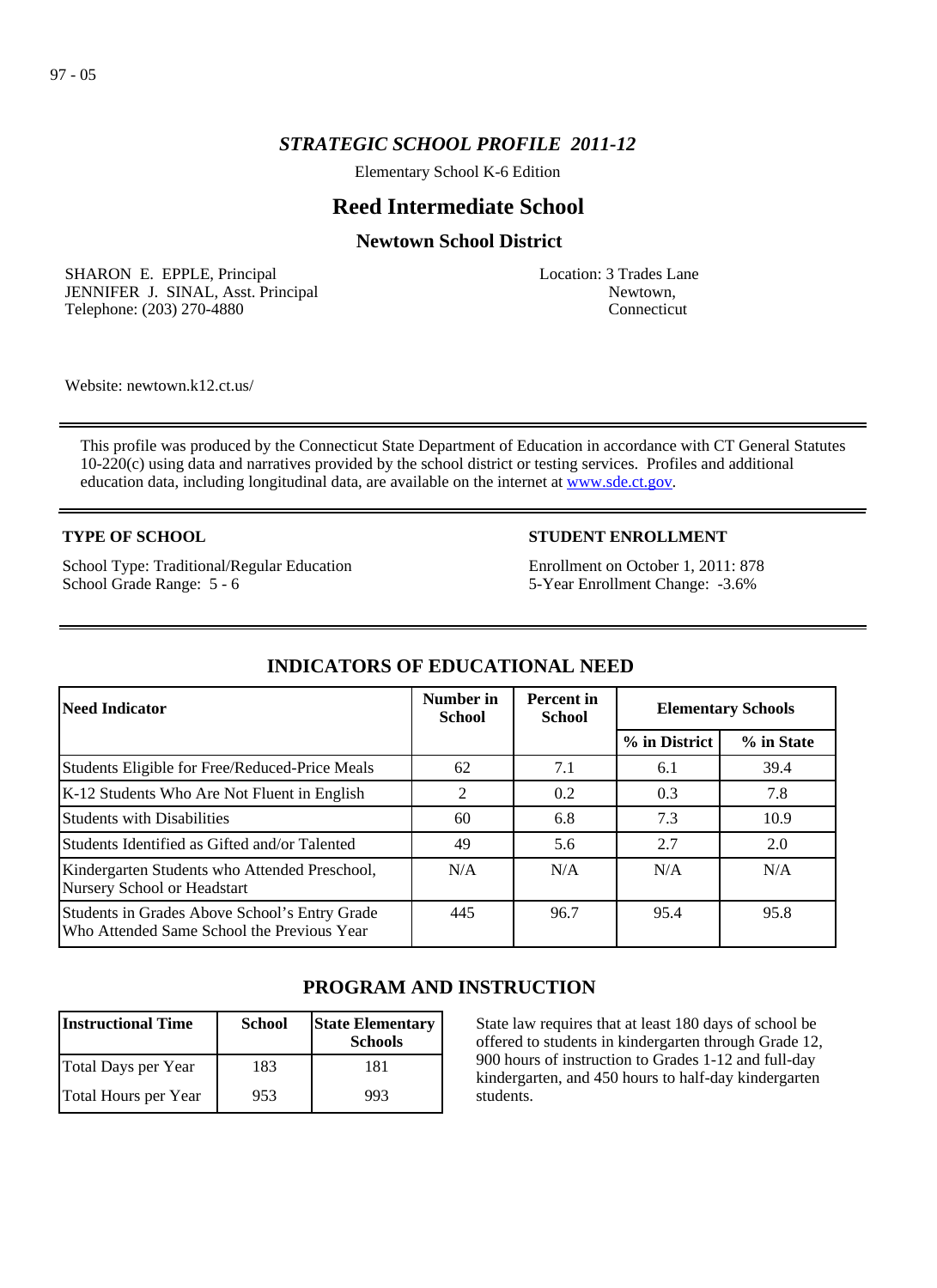## *STRATEGIC SCHOOL PROFILE 2011-12*

Elementary School K-6 Edition

# Reed Intermediate School

## Newtown School District

SHARON E. EPPLE, Principal
JENNIFER J. SINAL, Asst. Principal
Telephone: (203) 270-4880

Location: 3 Trades Lane
Newtown,
Connecticut

Website: newtown.k12.ct.us/

This profile was produced by the Connecticut State Department of Education in accordance with CT General Statutes 10-220(c) using data and narratives provided by the school district or testing services. Profiles and additional education data, including longitudinal data, are available on the internet at www.sde.ct.gov.

**TYPE OF SCHOOL**

School Type: Traditional/Regular Education
School Grade Range: 5 - 6

**STUDENT ENROLLMENT**

Enrollment on October 1, 2011: 878
5-Year Enrollment Change: -3.6%

## INDICATORS OF EDUCATIONAL NEED

| Need Indicator | Number in School | Percent in School | Elementary Schools | |
|---|---|---|---|---|
| | | | % in District | % in State |
| Students Eligible for Free/Reduced-Price Meals | 62 | 7.1 | 6.1 | 39.4 |
| K-12 Students Who Are Not Fluent in English | 2 | 0.2 | 0.3 | 7.8 |
| Students with Disabilities | 60 | 6.8 | 7.3 | 10.9 |
| Students Identified as Gifted and/or Talented | 49 | 5.6 | 2.7 | 2.0 |
| Kindergarten Students who Attended Preschool, Nursery School or Headstart | N/A | N/A | N/A | N/A |
| Students in Grades Above School's Entry Grade Who Attended Same School the Previous Year | 445 | 96.7 | 95.4 | 95.8 |

## PROGRAM AND INSTRUCTION

| Instructional Time | School | State Elementary Schools |
|---|---|---|
| Total Days per Year | 183 | 181 |
| Total Hours per Year | 953 | 993 |

State law requires that at least 180 days of school be offered to students in kindergarten through Grade 12, 900 hours of instruction to Grades 1-12 and full-day kindergarten, and 450 hours to half-day kindergarten students.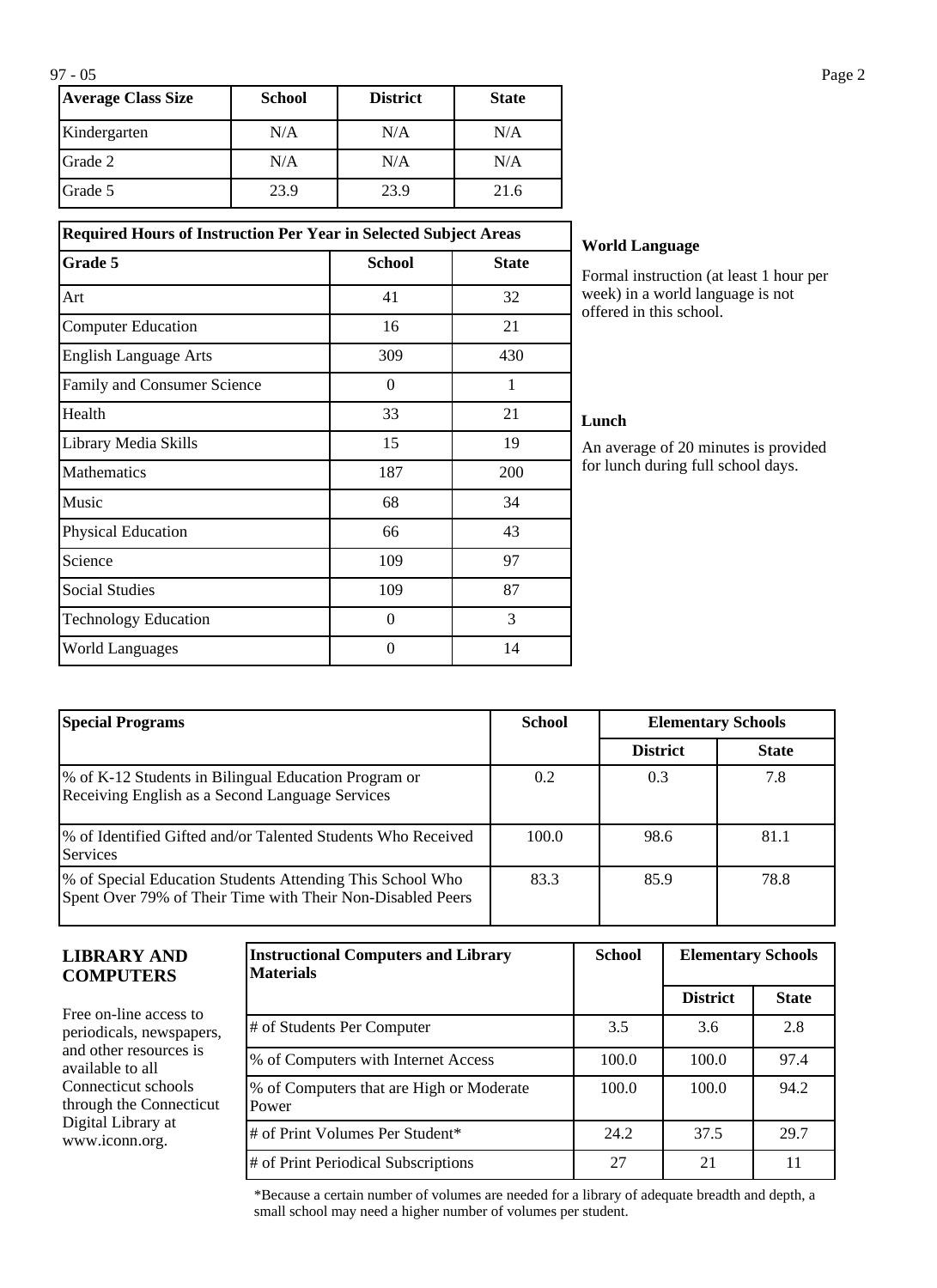| Average Class Size | School | District | State |
|---|---|---|---|
| Kindergarten | N/A | N/A | N/A |
| Grade 2 | N/A | N/A | N/A |
| Grade 5 | 23.9 | 23.9 | 21.6 |

| Required Hours of Instruction Per Year in Selected Subject Areas | | |
|---|---|---|
| **Grade 5** | **School** | **State** |
| Art | 41 | 32 |
| Computer Education | 16 | 21 |
| English Language Arts | 309 | 430 |
| Family and Consumer Science | 0 | 1 |
| Health | 33 | 21 |
| Library Media Skills | 15 | 19 |
| Mathematics | 187 | 200 |
| Music | 68 | 34 |
| Physical Education | 66 | 43 |
| Science | 109 | 97 |
| Social Studies | 109 | 87 |
| Technology Education | 0 | 3 |
| World Languages | 0 | 14 |

**World Language**

Formal instruction (at least 1 hour per week) in a world language is not offered in this school.

**Lunch**

An average of 20 minutes is provided for lunch during full school days.

| Special Programs | School | Elementary Schools | |
|---|---|---|---|
| | | District | State |
| % of K-12 Students in Bilingual Education Program or Receiving English as a Second Language Services | 0.2 | 0.3 | 7.8 |
| % of Identified Gifted and/or Talented Students Who Received Services | 100.0 | 98.6 | 81.1 |
| % of Special Education Students Attending This School Who Spent Over 79% of Their Time with Their Non-Disabled Peers | 83.3 | 85.9 | 78.8 |

## LIBRARY AND COMPUTERS

Free on-line access to periodicals, newspapers, and other resources is available to all Connecticut schools through the Connecticut Digital Library at www.iconn.org.

| Instructional Computers and Library Materials | School | Elementary Schools | |
|---|---|---|---|
| | | District | State |
| # of Students Per Computer | 3.5 | 3.6 | 2.8 |
| % of Computers with Internet Access | 100.0 | 100.0 | 97.4 |
| % of Computers that are High or Moderate Power | 100.0 | 100.0 | 94.2 |
| # of Print Volumes Per Student* | 24.2 | 37.5 | 29.7 |
| # of Print Periodical Subscriptions | 27 | 21 | 11 |

*Because a certain number of volumes are needed for a library of adequate breadth and depth, a small school may need a higher number of volumes per student.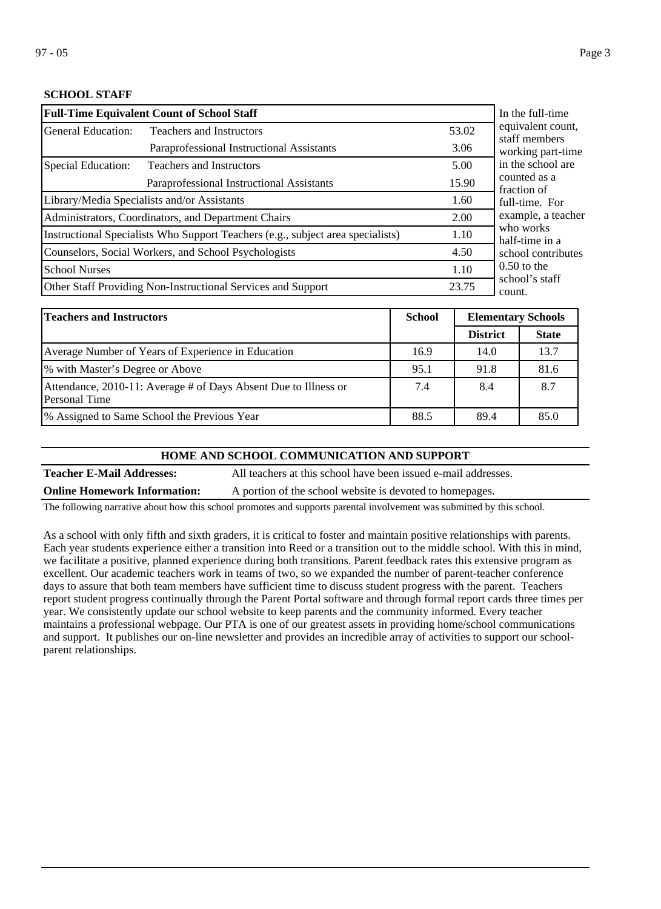## SCHOOL STAFF

| Full-Time Equivalent Count of School Staff | | |
|---|---|---|
| General Education: | Teachers and Instructors | 53.02 |
| | Paraprofessional Instructional Assistants | 3.06 |
| Special Education: | Teachers and Instructors | 5.00 |
| | Paraprofessional Instructional Assistants | 15.90 |
| Library/Media Specialists and/or Assistants | | 1.60 |
| Administrators, Coordinators, and Department Chairs | | 2.00 |
| Instructional Specialists Who Support Teachers (e.g., subject area specialists) | | 1.10 |
| Counselors, Social Workers, and School Psychologists | | 4.50 |
| School Nurses | | 1.10 |
| Other Staff Providing Non-Instructional Services and Support | | 23.75 |

In the full-time equivalent count, staff members working part-time in the school are counted as a fraction of full-time. For example, a teacher who works half-time in a school contributes 0.50 to the school's staff count.

| Teachers and Instructors | School | Elementary Schools | |
|---|---|---|---|
| | | District | State |
| Average Number of Years of Experience in Education | 16.9 | 14.0 | 13.7 |
| % with Master's Degree or Above | 95.1 | 91.8 | 81.6 |
| Attendance, 2010-11: Average # of Days Absent Due to Illness or Personal Time | 7.4 | 8.4 | 8.7 |
| % Assigned to Same School the Previous Year | 88.5 | 89.4 | 85.0 |

## HOME AND SCHOOL COMMUNICATION AND SUPPORT

**Teacher E-Mail Addresses:** All teachers at this school have been issued e-mail addresses.

**Online Homework Information:** A portion of the school website is devoted to homepages.

The following narrative about how this school promotes and supports parental involvement was submitted by this school.

As a school with only fifth and sixth graders, it is critical to foster and maintain positive relationships with parents. Each year students experience either a transition into Reed or a transition out to the middle school. With this in mind, we facilitate a positive, planned experience during both transitions. Parent feedback rates this extensive program as excellent. Our academic teachers work in teams of two, so we expanded the number of parent-teacher conference days to assure that both team members have sufficient time to discuss student progress with the parent. Teachers report student progress continually through the Parent Portal software and through formal report cards three times per year. We consistently update our school website to keep parents and the community informed. Every teacher maintains a professional webpage. Our PTA is one of our greatest assets in providing home/school communications and support. It publishes our on-line newsletter and provides an incredible array of activities to support our school-parent relationships.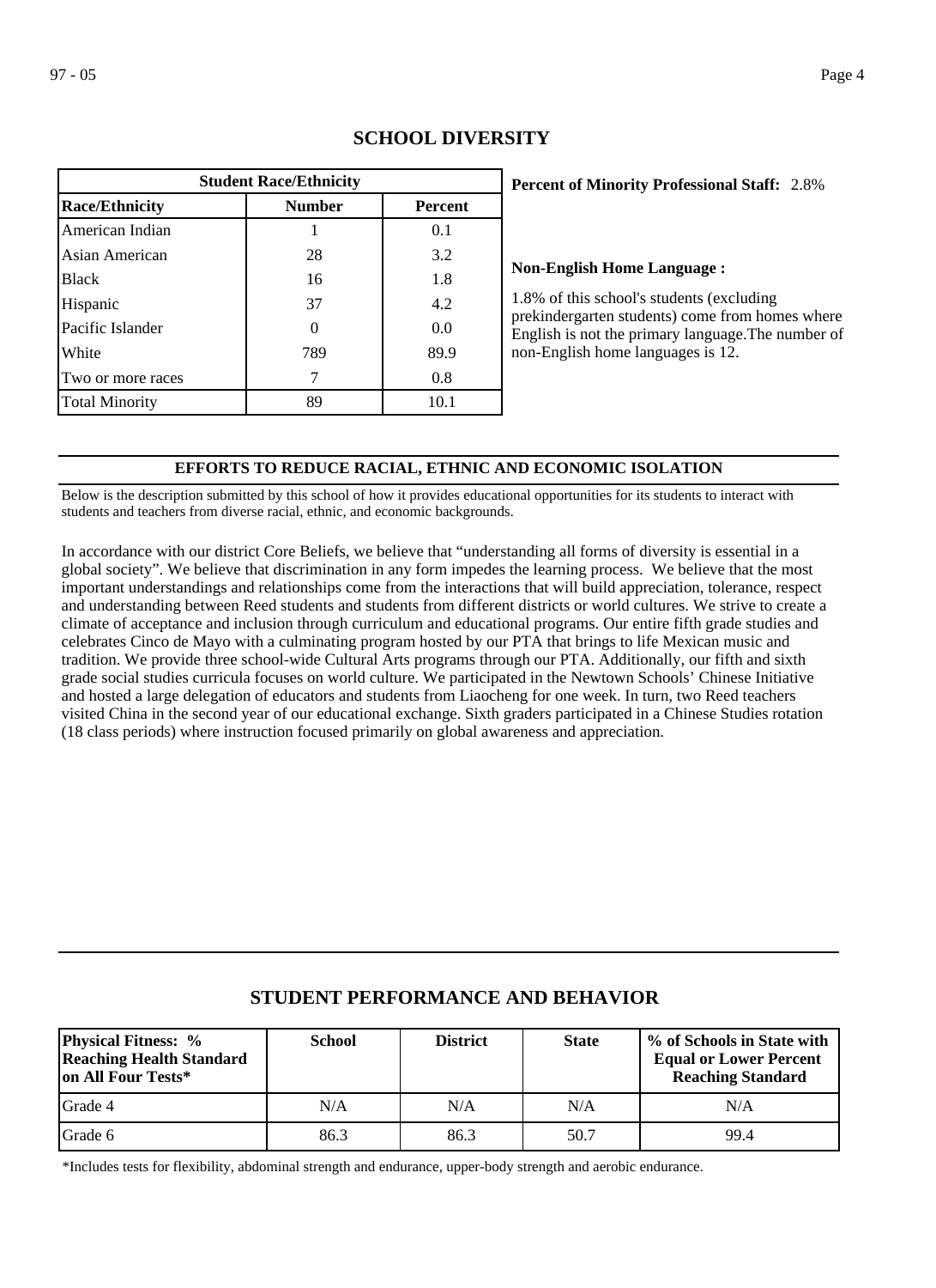## SCHOOL DIVERSITY

| Student Race/Ethnicity | | |
|---|---|---|
| **Race/Ethnicity** | **Number** | **Percent** |
| American Indian | 1 | 0.1 |
| Asian American | 28 | 3.2 |
| Black | 16 | 1.8 |
| Hispanic | 37 | 4.2 |
| Pacific Islander | 0 | 0.0 |
| White | 789 | 89.9 |
| Two or more races | 7 | 0.8 |
| Total Minority | 89 | 10.1 |

**Percent of Minority Professional Staff:** 2.8%

**Non-English Home Language :**

1.8% of this school's students (excluding prekindergarten students) come from homes where English is not the primary language.The number of non-English home languages is 12.

### EFFORTS TO REDUCE RACIAL, ETHNIC AND ECONOMIC ISOLATION

Below is the description submitted by this school of how it provides educational opportunities for its students to interact with students and teachers from diverse racial, ethnic, and economic backgrounds.

In accordance with our district Core Beliefs, we believe that "understanding all forms of diversity is essential in a global society". We believe that discrimination in any form impedes the learning process. We believe that the most important understandings and relationships come from the interactions that will build appreciation, tolerance, respect and understanding between Reed students and students from different districts or world cultures. We strive to create a climate of acceptance and inclusion through curriculum and educational programs. Our entire fifth grade studies and celebrates Cinco de Mayo with a culminating program hosted by our PTA that brings to life Mexican music and tradition. We provide three school-wide Cultural Arts programs through our PTA. Additionally, our fifth and sixth grade social studies curricula focuses on world culture. We participated in the Newtown Schools' Chinese Initiative and hosted a large delegation of educators and students from Liaocheng for one week. In turn, two Reed teachers visited China in the second year of our educational exchange. Sixth graders participated in a Chinese Studies rotation (18 class periods) where instruction focused primarily on global awareness and appreciation.

## STUDENT PERFORMANCE AND BEHAVIOR

| Physical Fitness: % Reaching Health Standard on All Four Tests* | School | District | State | % of Schools in State with Equal or Lower Percent Reaching Standard |
|---|---|---|---|---|
| Grade 4 | N/A | N/A | N/A | N/A |
| Grade 6 | 86.3 | 86.3 | 50.7 | 99.4 |

*Includes tests for flexibility, abdominal strength and endurance, upper-body strength and aerobic endurance.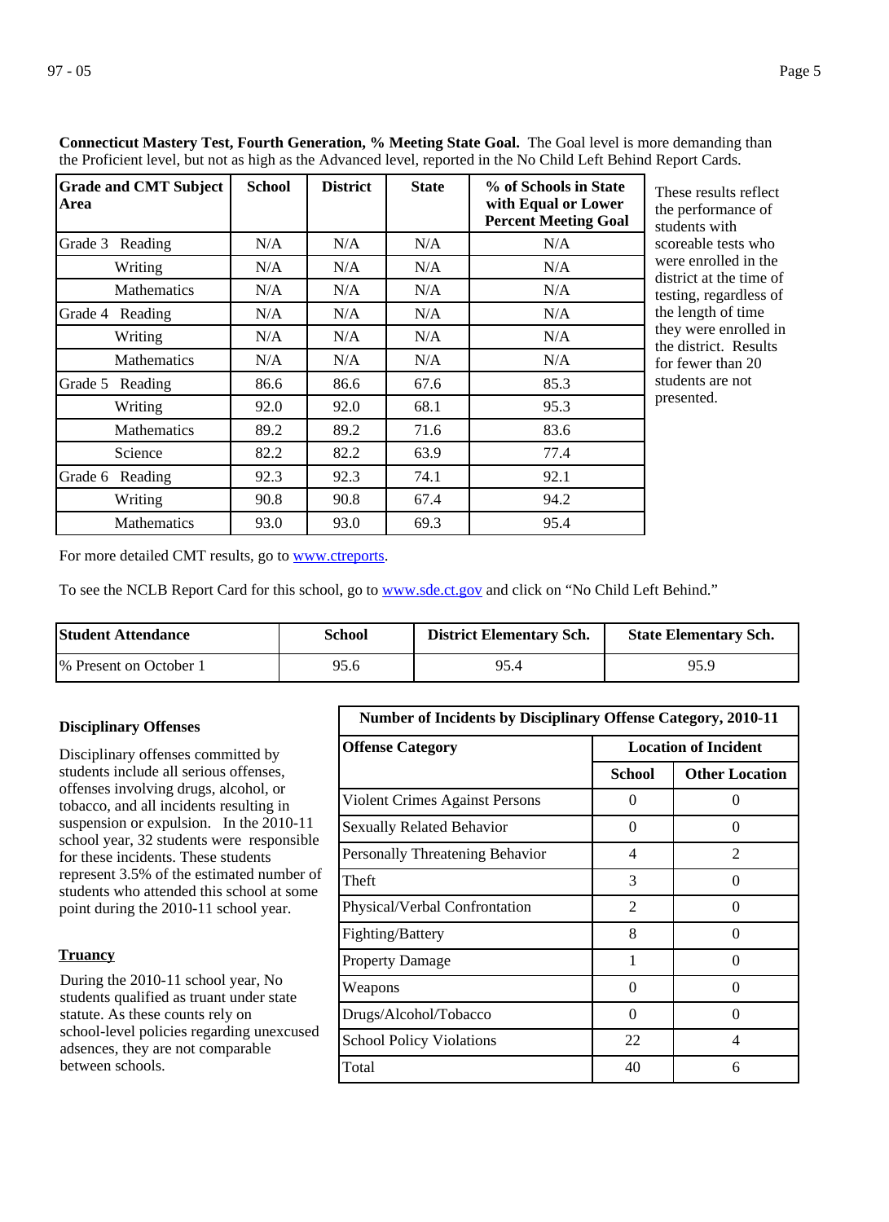**Connecticut Mastery Test, Fourth Generation, % Meeting State Goal.** The Goal level is more demanding than the Proficient level, but not as high as the Advanced level, reported in the No Child Left Behind Report Cards.

| Grade and CMT Subject Area | School | District | State | % of Schools in State with Equal or Lower Percent Meeting Goal |
|---|---|---|---|---|
| Grade 3 Reading | N/A | N/A | N/A | N/A |
| Writing | N/A | N/A | N/A | N/A |
| Mathematics | N/A | N/A | N/A | N/A |
| Grade 4 Reading | N/A | N/A | N/A | N/A |
| Writing | N/A | N/A | N/A | N/A |
| Mathematics | N/A | N/A | N/A | N/A |
| Grade 5 Reading | 86.6 | 86.6 | 67.6 | 85.3 |
| Writing | 92.0 | 92.0 | 68.1 | 95.3 |
| Mathematics | 89.2 | 89.2 | 71.6 | 83.6 |
| Science | 82.2 | 82.2 | 63.9 | 77.4 |
| Grade 6 Reading | 92.3 | 92.3 | 74.1 | 92.1 |
| Writing | 90.8 | 90.8 | 67.4 | 94.2 |
| Mathematics | 93.0 | 93.0 | 69.3 | 95.4 |

These results reflect the performance of students with scoreable tests who were enrolled in the district at the time of testing, regardless of the length of time they were enrolled in the district. Results for fewer than 20 students are not presented.

For more detailed CMT results, go to www.ctreports.

To see the NCLB Report Card for this school, go to www.sde.ct.gov and click on "No Child Left Behind."

| Student Attendance | School | District Elementary Sch. | State Elementary Sch. |
|---|---|---|---|
| % Present on October 1 | 95.6 | 95.4 | 95.9 |

### Disciplinary Offenses

Disciplinary offenses committed by students include all serious offenses, offenses involving drugs, alcohol, or tobacco, and all incidents resulting in suspension or expulsion. In the 2010-11 school year, 32 students were responsible for these incidents. These students represent 3.5% of the estimated number of students who attended this school at some point during the 2010-11 school year.

### Truancy

During the 2010-11 school year, No students qualified as truant under state statute. As these counts rely on school-level policies regarding unexcused adsences, they are not comparable between schools.

**Number of Incidents by Disciplinary Offense Category, 2010-11**

| Offense Category | Location of Incident | |
|---|---|---|
| | School | Other Location |
| Violent Crimes Against Persons | 0 | 0 |
| Sexually Related Behavior | 0 | 0 |
| Personally Threatening Behavior | 4 | 2 |
| Theft | 3 | 0 |
| Physical/Verbal Confrontation | 2 | 0 |
| Fighting/Battery | 8 | 0 |
| Property Damage | 1 | 0 |
| Weapons | 0 | 0 |
| Drugs/Alcohol/Tobacco | 0 | 0 |
| School Policy Violations | 22 | 4 |
| Total | 40 | 6 |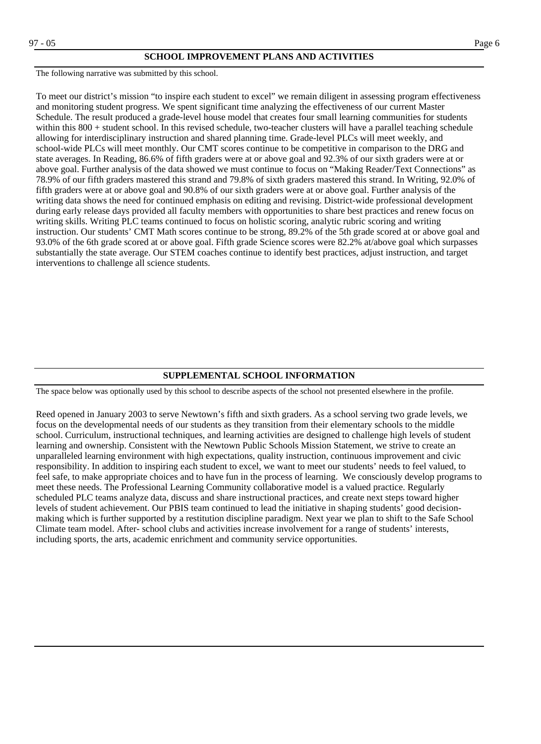## SCHOOL IMPROVEMENT PLANS AND ACTIVITIES

The following narrative was submitted by this school.

To meet our district's mission "to inspire each student to excel" we remain diligent in assessing program effectiveness and monitoring student progress. We spent significant time analyzing the effectiveness of our current Master Schedule. The result produced a grade-level house model that creates four small learning communities for students within this 800 + student school. In this revised schedule, two-teacher clusters will have a parallel teaching schedule allowing for interdisciplinary instruction and shared planning time. Grade-level PLCs will meet weekly, and school-wide PLCs will meet monthly. Our CMT scores continue to be competitive in comparison to the DRG and state averages. In Reading, 86.6% of fifth graders were at or above goal and 92.3% of our sixth graders were at or above goal. Further analysis of the data showed we must continue to focus on "Making Reader/Text Connections" as 78.9% of our fifth graders mastered this strand and 79.8% of sixth graders mastered this strand. In Writing, 92.0% of fifth graders were at or above goal and 90.8% of our sixth graders were at or above goal. Further analysis of the writing data shows the need for continued emphasis on editing and revising. District-wide professional development during early release days provided all faculty members with opportunities to share best practices and renew focus on writing skills. Writing PLC teams continued to focus on holistic scoring, analytic rubric scoring and writing instruction. Our students' CMT Math scores continue to be strong, 89.2% of the 5th grade scored at or above goal and 93.0% of the 6th grade scored at or above goal. Fifth grade Science scores were 82.2% at/above goal which surpasses substantially the state average. Our STEM coaches continue to identify best practices, adjust instruction, and target interventions to challenge all science students.

## SUPPLEMENTAL SCHOOL INFORMATION

The space below was optionally used by this school to describe aspects of the school not presented elsewhere in the profile.

Reed opened in January 2003 to serve Newtown's fifth and sixth graders. As a school serving two grade levels, we focus on the developmental needs of our students as they transition from their elementary schools to the middle school. Curriculum, instructional techniques, and learning activities are designed to challenge high levels of student learning and ownership. Consistent with the Newtown Public Schools Mission Statement, we strive to create an unparalleled learning environment with high expectations, quality instruction, continuous improvement and civic responsibility. In addition to inspiring each student to excel, we want to meet our students' needs to feel valued, to feel safe, to make appropriate choices and to have fun in the process of learning. We consciously develop programs to meet these needs. The Professional Learning Community collaborative model is a valued practice. Regularly scheduled PLC teams analyze data, discuss and share instructional practices, and create next steps toward higher levels of student achievement. Our PBIS team continued to lead the initiative in shaping students' good decision-making which is further supported by a restitution discipline paradigm. Next year we plan to shift to the Safe School Climate team model. After- school clubs and activities increase involvement for a range of students' interests, including sports, the arts, academic enrichment and community service opportunities.